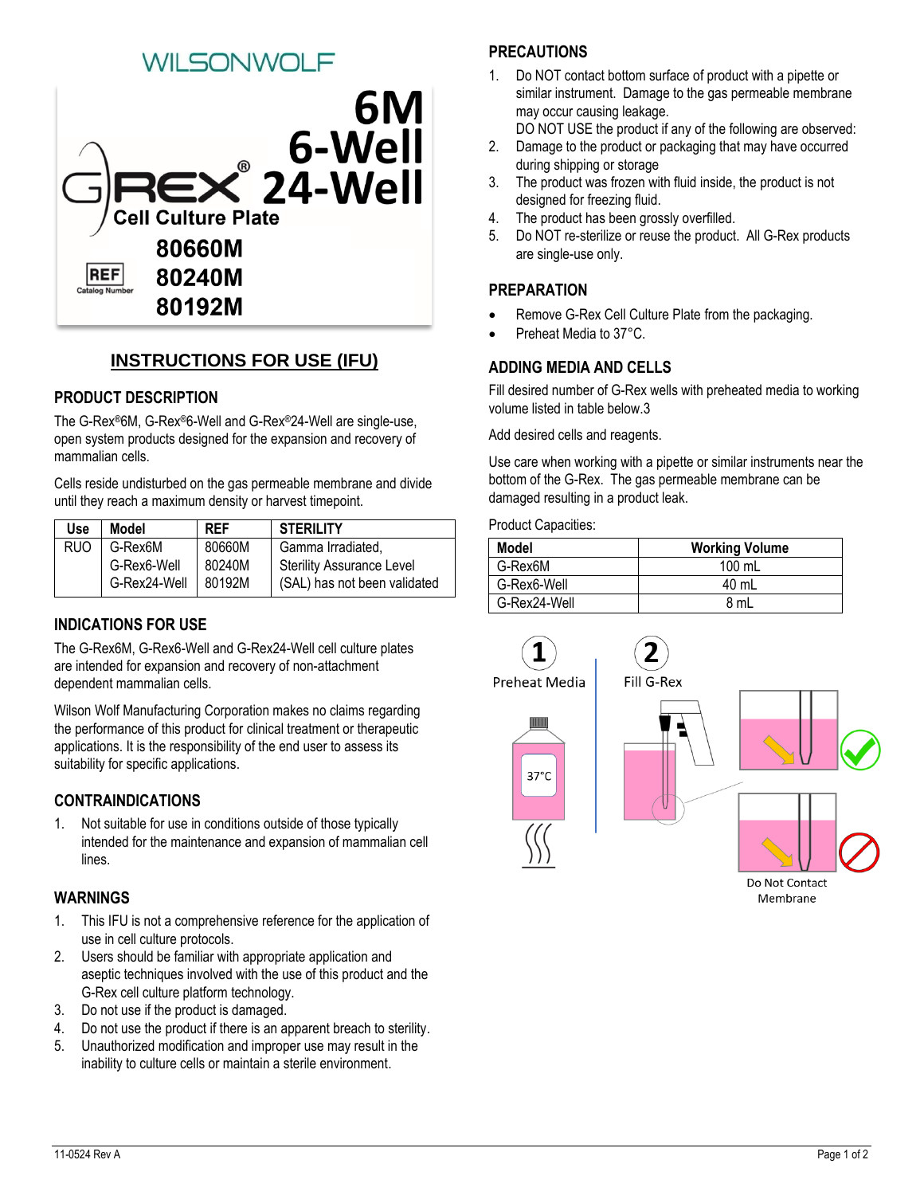WILSONWOLF

# G-REX® 6M 6-Well 24-Well Cell Culture Plate

REF Catalog Number

80660M
80240M
80192M

## INSTRUCTIONS FOR USE (IFU)

### PRODUCT DESCRIPTION

The G-Rex®6M, G-Rex®6-Well and G-Rex®24-Well are single-use, open system products designed for the expansion and recovery of mammalian cells.

Cells reside undisturbed on the gas permeable membrane and divide until they reach a maximum density or harvest timepoint.

| Use | Model | REF | STERILITY |
|---|---|---|---|
| RUO | G-Rex6M<br>G-Rex6-Well<br>G-Rex24-Well | 80660M<br>80240M<br>80192M | Gamma Irradiated, Sterility Assurance Level (SAL) has not been validated |

### INDICATIONS FOR USE

The G-Rex6M, G-Rex6-Well and G-Rex24-Well cell culture plates are intended for expansion and recovery of non-attachment dependent mammalian cells.

Wilson Wolf Manufacturing Corporation makes no claims regarding the performance of this product for clinical treatment or therapeutic applications. It is the responsibility of the end user to assess its suitability for specific applications.

### CONTRAINDICATIONS

1. Not suitable for use in conditions outside of those typically intended for the maintenance and expansion of mammalian cell lines.

### WARNINGS

1. This IFU is not a comprehensive reference for the application of use in cell culture protocols.
2. Users should be familiar with appropriate application and aseptic techniques involved with the use of this product and the G-Rex cell culture platform technology.
3. Do not use if the product is damaged.
4. Do not use the product if there is an apparent breach to sterility.
5. Unauthorized modification and improper use may result in the inability to culture cells or maintain a sterile environment.

### PRECAUTIONS

1. Do NOT contact bottom surface of product with a pipette or similar instrument. Damage to the gas permeable membrane may occur causing leakage.

   DO NOT USE the product if any of the following are observed:
2. Damage to the product or packaging that may have occurred during shipping or storage
3. The product was frozen with fluid inside, the product is not designed for freezing fluid.
4. The product has been grossly overfilled.
5. Do NOT re-sterilize or reuse the product. All G-Rex products are single-use only.

### PREPARATION

- Remove G-Rex Cell Culture Plate from the packaging.
- Preheat Media to 37°C.

### ADDING MEDIA AND CELLS

Fill desired number of G-Rex wells with preheated media to working volume listed in table below.3

Add desired cells and reagents.

Use care when working with a pipette or similar instruments near the bottom of the G-Rex. The gas permeable membrane can be damaged resulting in a product leak.

Product Capacities:

| Model | Working Volume |
|---|---|
| G-Rex6M | 100 mL |
| G-Rex6-Well | 40 mL |
| G-Rex24-Well | 8 mL |

1 Preheat Media

37°C

2 Fill G-Rex

Do Not Contact Membrane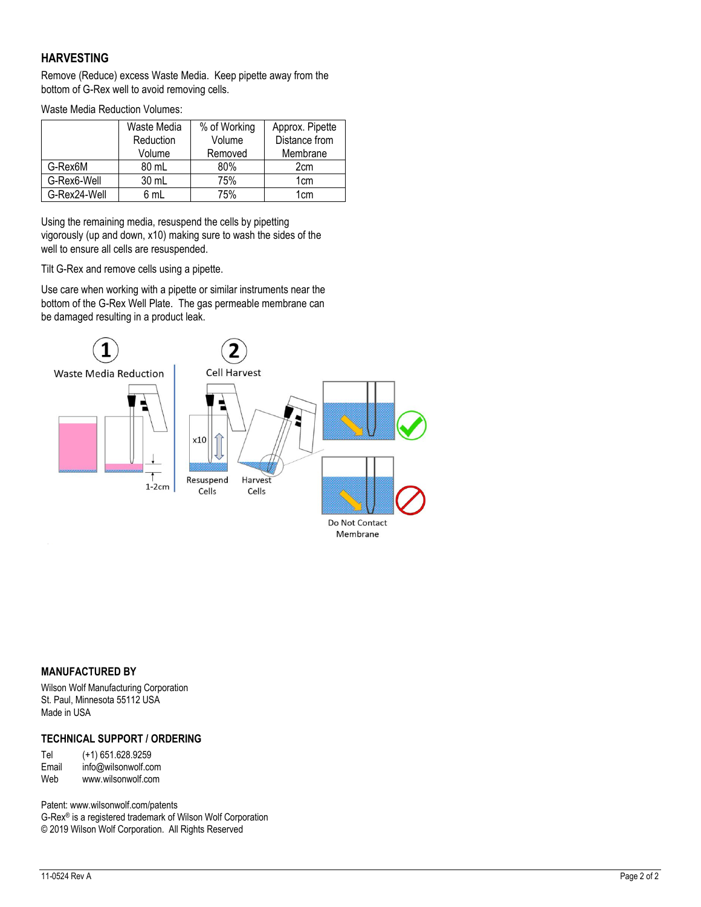## HARVESTING

Remove (Reduce) excess Waste Media. Keep pipette away from the bottom of G-Rex well to avoid removing cells.

Waste Media Reduction Volumes:

| | Waste Media Reduction Volume | % of Working Volume Removed | Approx. Pipette Distance from Membrane |
|---|---|---|---|
| G-Rex6M | 80 mL | 80% | 2cm |
| G-Rex6-Well | 30 mL | 75% | 1cm |
| G-Rex24-Well | 6 mL | 75% | 1cm |

Using the remaining media, resuspend the cells by pipetting vigorously (up and down, x10) making sure to wash the sides of the well to ensure all cells are resuspended.

Tilt G-Rex and remove cells using a pipette.

Use care when working with a pipette or similar instruments near the bottom of the G-Rex Well Plate. The gas permeable membrane can be damaged resulting in a product leak.

1 Waste Media Reduction

1-2cm

2 Cell Harvest

x10

Resuspend Cells

Harvest Cells

Do Not Contact Membrane

## MANUFACTURED BY

Wilson Wolf Manufacturing Corporation
St. Paul, Minnesota 55112 USA
Made in USA

## TECHNICAL SUPPORT / ORDERING

Tel (+1) 651.628.9259
Email info@wilsonwolf.com
Web www.wilsonwolf.com

Patent: www.wilsonwolf.com/patents
G-Rex® is a registered trademark of Wilson Wolf Corporation
© 2019 Wilson Wolf Corporation. All Rights Reserved

11-0524 Rev A